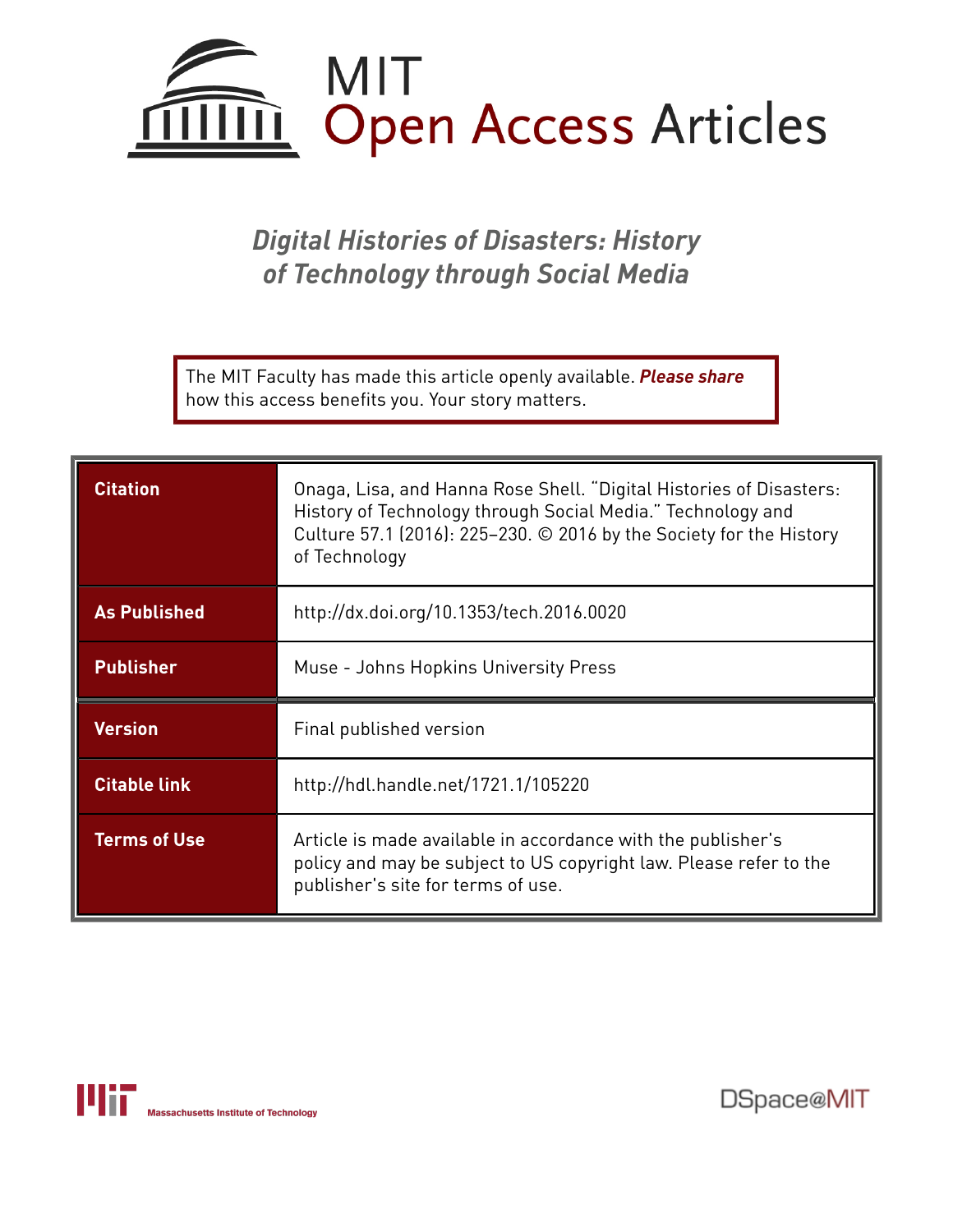# MIT Open Access Articles

## *Digital Histories of Disasters: History of Technology through Social Media*

The MIT Faculty has made this article openly available. ***Please share*** how this access benefits you. Your story matters.

| | |
|---|---|
| **Citation** | Onaga, Lisa, and Hanna Rose Shell. "Digital Histories of Disasters: History of Technology through Social Media." Technology and Culture 57.1 (2016): 225–230. © 2016 by the Society for the History of Technology |
| **As Published** | http://dx.doi.org/10.1353/tech.2016.0020 |
| **Publisher** | Muse - Johns Hopkins University Press |
| **Version** | Final published version |
| **Citable link** | http://hdl.handle.net/1721.1/105220 |
| **Terms of Use** | Article is made available in accordance with the publisher's policy and may be subject to US copyright law. Please refer to the publisher's site for terms of use. |

Massachusetts Institute of Technology

DSpace@MIT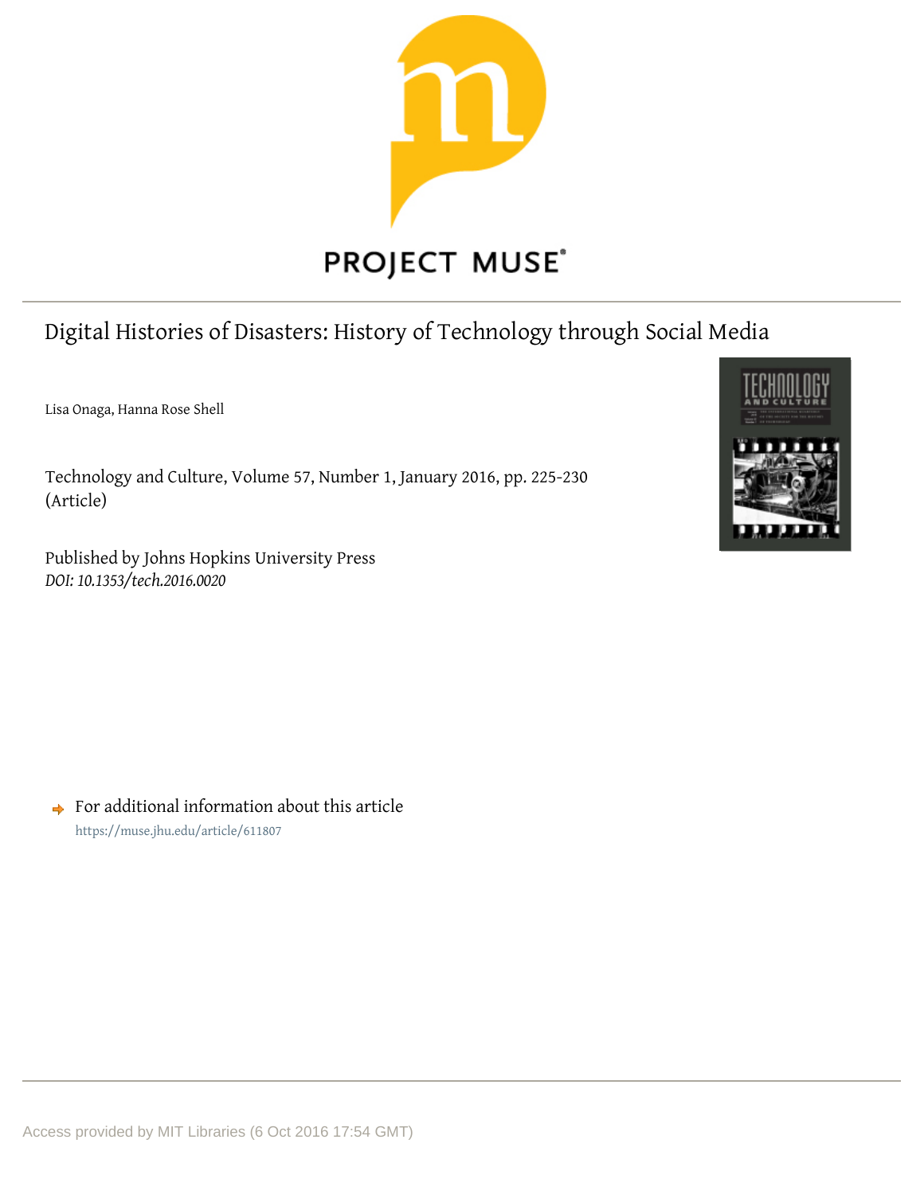PROJECT MUSE®

# Digital Histories of Disasters: History of Technology through Social Media

Lisa Onaga, Hanna Rose Shell

Technology and Culture, Volume 57, Number 1, January 2016, pp. 225-230 (Article)

Published by Johns Hopkins University Press

*DOI: 10.1353/tech.2016.0020*

For additional information about this article

https://muse.jhu.edu/article/611807

Access provided by MIT Libraries (6 Oct 2016 17:54 GMT)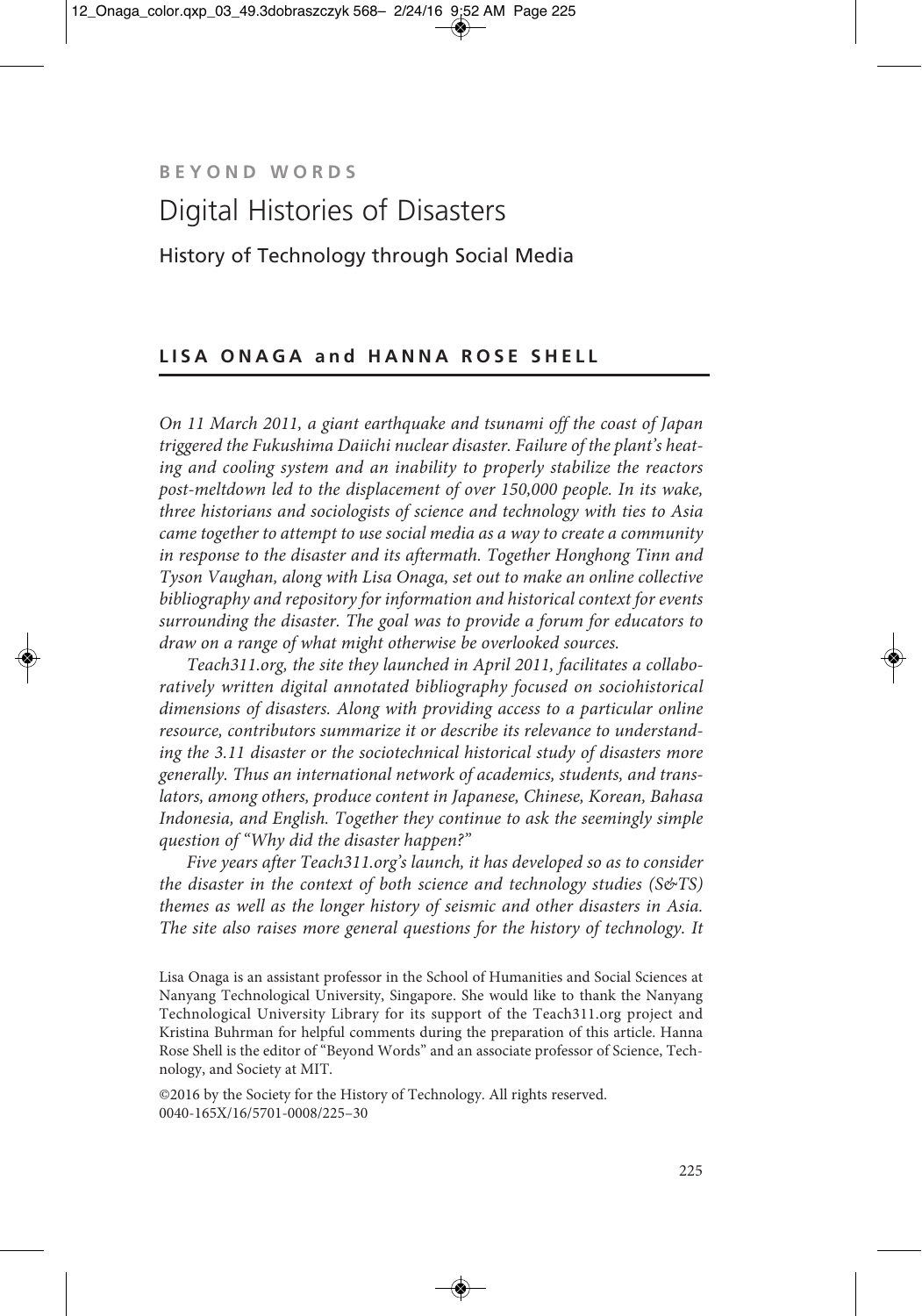**BEYOND WORDS**

# Digital Histories of Disasters

## History of Technology through Social Media

**LISA ONAGA and HANNA ROSE SHELL**

*On 11 March 2011, a giant earthquake and tsunami off the coast of Japan triggered the Fukushima Daiichi nuclear disaster. Failure of the plant's heating and cooling system and an inability to properly stabilize the reactors post-meltdown led to the displacement of over 150,000 people. In its wake, three historians and sociologists of science and technology with ties to Asia came together to attempt to use social media as a way to create a community in response to the disaster and its aftermath. Together Honghong Tinn and Tyson Vaughan, along with Lisa Onaga, set out to make an online collective bibliography and repository for information and historical context for events surrounding the disaster. The goal was to provide a forum for educators to draw on a range of what might otherwise be overlooked sources.*

*Teach311.org, the site they launched in April 2011, facilitates a collaboratively written digital annotated bibliography focused on sociohistorical dimensions of disasters. Along with providing access to a particular online resource, contributors summarize it or describe its relevance to understanding the 3.11 disaster or the sociotechnical historical study of disasters more generally. Thus an international network of academics, students, and translators, among others, produce content in Japanese, Chinese, Korean, Bahasa Indonesia, and English. Together they continue to ask the seemingly simple question of "Why did the disaster happen?"*

*Five years after Teach311.org's launch, it has developed so as to consider the disaster in the context of both science and technology studies (S&TS) themes as well as the longer history of seismic and other disasters in Asia. The site also raises more general questions for the history of technology. It*

Lisa Onaga is an assistant professor in the School of Humanities and Social Sciences at Nanyang Technological University, Singapore. She would like to thank the Nanyang Technological University Library for its support of the Teach311.org project and Kristina Buhrman for helpful comments during the preparation of this article. Hanna Rose Shell is the editor of "Beyond Words" and an associate professor of Science, Technology, and Society at MIT.

©2016 by the Society for the History of Technology. All rights reserved.
0040-165X/16/5701-0008/225–30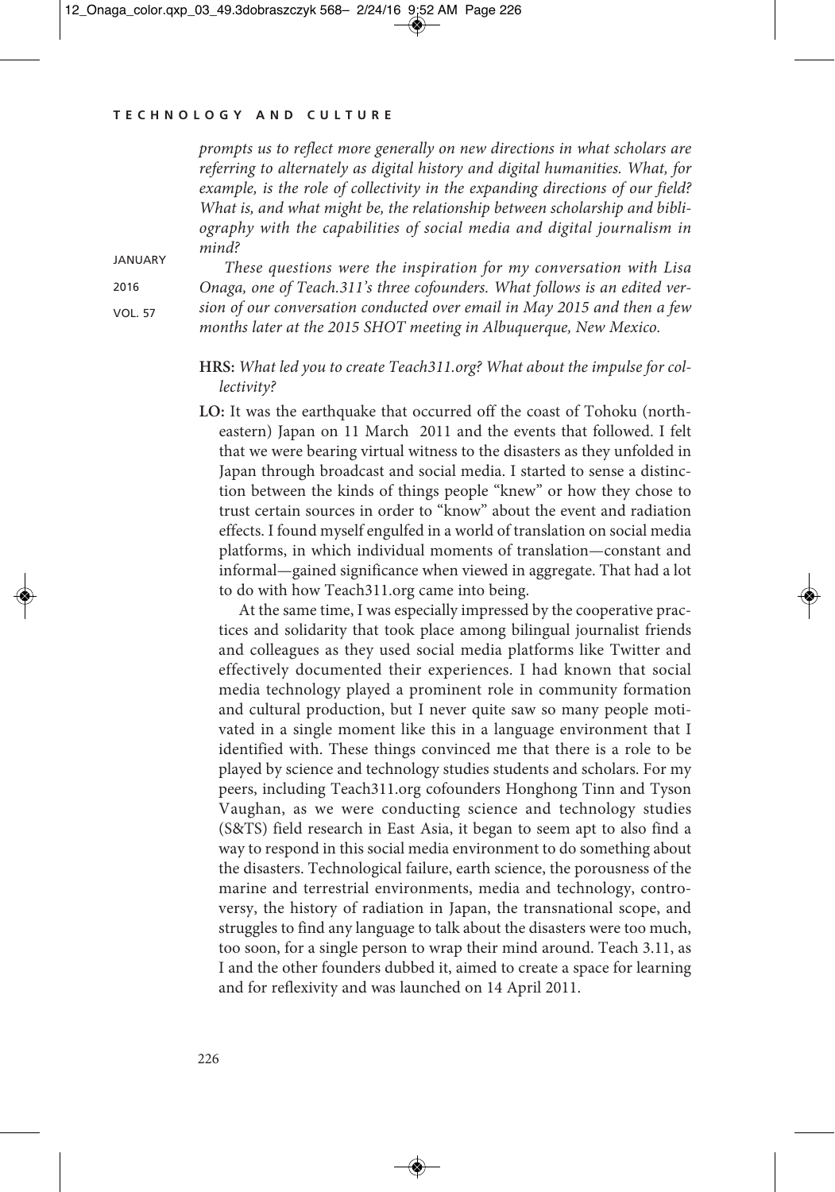*prompts us to reflect more generally on new directions in what scholars are referring to alternately as digital history and digital humanities. What, for example, is the role of collectivity in the expanding directions of our field? What is, and what might be, the relationship between scholarship and bibliography with the capabilities of social media and digital journalism in mind?*

*These questions were the inspiration for my conversation with Lisa Onaga, one of Teach.311's three cofounders. What follows is an edited version of our conversation conducted over email in May 2015 and then a few months later at the 2015 SHOT meeting in Albuquerque, New Mexico.*

**HRS:** *What led you to create Teach311.org? What about the impulse for collectivity?*

**LO:** It was the earthquake that occurred off the coast of Tohoku (northeastern) Japan on 11 March 2011 and the events that followed. I felt that we were bearing virtual witness to the disasters as they unfolded in Japan through broadcast and social media. I started to sense a distinction between the kinds of things people "knew" or how they chose to trust certain sources in order to "know" about the event and radiation effects. I found myself engulfed in a world of translation on social media platforms, in which individual moments of translation—constant and informal—gained significance when viewed in aggregate. That had a lot to do with how Teach311.org came into being.

At the same time, I was especially impressed by the cooperative practices and solidarity that took place among bilingual journalist friends and colleagues as they used social media platforms like Twitter and effectively documented their experiences. I had known that social media technology played a prominent role in community formation and cultural production, but I never quite saw so many people motivated in a single moment like this in a language environment that I identified with. These things convinced me that there is a role to be played by science and technology studies students and scholars. For my peers, including Teach311.org cofounders Honghong Tinn and Tyson Vaughan, as we were conducting science and technology studies (S&TS) field research in East Asia, it began to seem apt to also find a way to respond in this social media environment to do something about the disasters. Technological failure, earth science, the porousness of the marine and terrestrial environments, media and technology, controversy, the history of radiation in Japan, the transnational scope, and struggles to find any language to talk about the disasters were too much, too soon, for a single person to wrap their mind around. Teach 3.11, as I and the other founders dubbed it, aimed to create a space for learning and for reflexivity and was launched on 14 April 2011.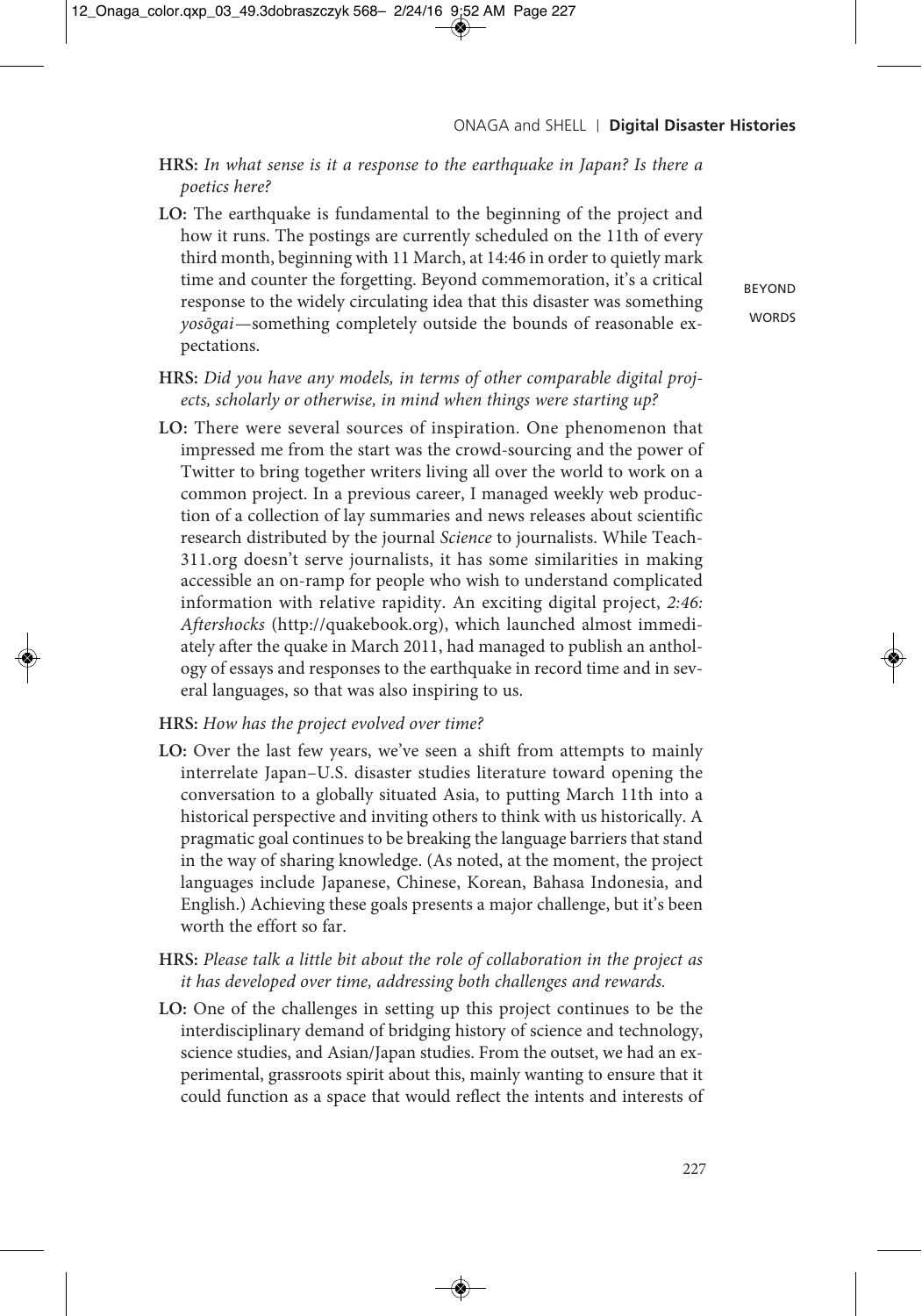**HRS:** *In what sense is it a response to the earthquake in Japan? Is there a poetics here?*

**LO:** The earthquake is fundamental to the beginning of the project and how it runs. The postings are currently scheduled on the 11th of every third month, beginning with 11 March, at 14:46 in order to quietly mark time and counter the forgetting. Beyond commemoration, it's a critical response to the widely circulating idea that this disaster was something *yosōgai*—something completely outside the bounds of reasonable expectations.

**HRS:** *Did you have any models, in terms of other comparable digital projects, scholarly or otherwise, in mind when things were starting up?*

**LO:** There were several sources of inspiration. One phenomenon that impressed me from the start was the crowd-sourcing and the power of Twitter to bring together writers living all over the world to work on a common project. In a previous career, I managed weekly web production of a collection of lay summaries and news releases about scientific research distributed by the journal *Science* to journalists. While Teach-311.org doesn't serve journalists, it has some similarities in making accessible an on-ramp for people who wish to understand complicated information with relative rapidity. An exciting digital project, *2:46: Aftershocks* (http://quakebook.org), which launched almost immediately after the quake in March 2011, had managed to publish an anthology of essays and responses to the earthquake in record time and in several languages, so that was also inspiring to us.

**HRS:** *How has the project evolved over time?*

**LO:** Over the last few years, we've seen a shift from attempts to mainly interrelate Japan–U.S. disaster studies literature toward opening the conversation to a globally situated Asia, to putting March 11th into a historical perspective and inviting others to think with us historically. A pragmatic goal continues to be breaking the language barriers that stand in the way of sharing knowledge. (As noted, at the moment, the project languages include Japanese, Chinese, Korean, Bahasa Indonesia, and English.) Achieving these goals presents a major challenge, but it's been worth the effort so far.

**HRS:** *Please talk a little bit about the role of collaboration in the project as it has developed over time, addressing both challenges and rewards.*

**LO:** One of the challenges in setting up this project continues to be the interdisciplinary demand of bridging history of science and technology, science studies, and Asian/Japan studies. From the outset, we had an experimental, grassroots spirit about this, mainly wanting to ensure that it could function as a space that would reflect the intents and interests of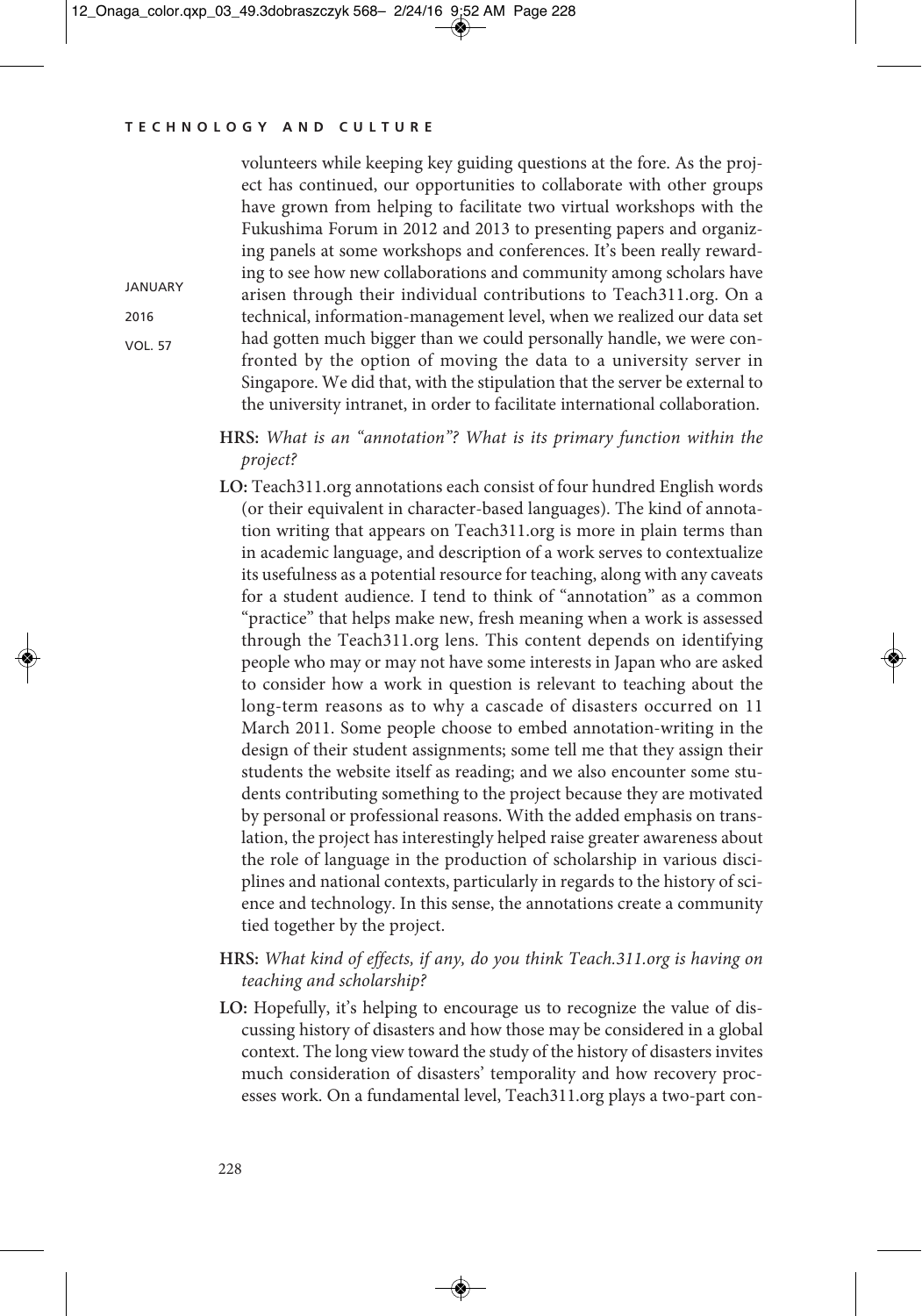volunteers while keeping key guiding questions at the fore. As the project has continued, our opportunities to collaborate with other groups have grown from helping to facilitate two virtual workshops with the Fukushima Forum in 2012 and 2013 to presenting papers and organizing panels at some workshops and conferences. It's been really rewarding to see how new collaborations and community among scholars have arisen through their individual contributions to Teach311.org. On a technical, information-management level, when we realized our data set had gotten much bigger than we could personally handle, we were confronted by the option of moving the data to a university server in Singapore. We did that, with the stipulation that the server be external to the university intranet, in order to facilitate international collaboration.

**HRS:** *What is an "annotation"? What is its primary function within the project?*

**LO:** Teach311.org annotations each consist of four hundred English words (or their equivalent in character-based languages). The kind of annotation writing that appears on Teach311.org is more in plain terms than in academic language, and description of a work serves to contextualize its usefulness as a potential resource for teaching, along with any caveats for a student audience. I tend to think of "annotation" as a common "practice" that helps make new, fresh meaning when a work is assessed through the Teach311.org lens. This content depends on identifying people who may or may not have some interests in Japan who are asked to consider how a work in question is relevant to teaching about the long-term reasons as to why a cascade of disasters occurred on 11 March 2011. Some people choose to embed annotation-writing in the design of their student assignments; some tell me that they assign their students the website itself as reading; and we also encounter some students contributing something to the project because they are motivated by personal or professional reasons. With the added emphasis on translation, the project has interestingly helped raise greater awareness about the role of language in the production of scholarship in various disciplines and national contexts, particularly in regards to the history of science and technology. In this sense, the annotations create a community tied together by the project.

**HRS:** *What kind of effects, if any, do you think Teach.311.org is having on teaching and scholarship?*

**LO:** Hopefully, it's helping to encourage us to recognize the value of discussing history of disasters and how those may be considered in a global context. The long view toward the study of the history of disasters invites much consideration of disasters' temporality and how recovery processes work. On a fundamental level, Teach311.org plays a two-part con-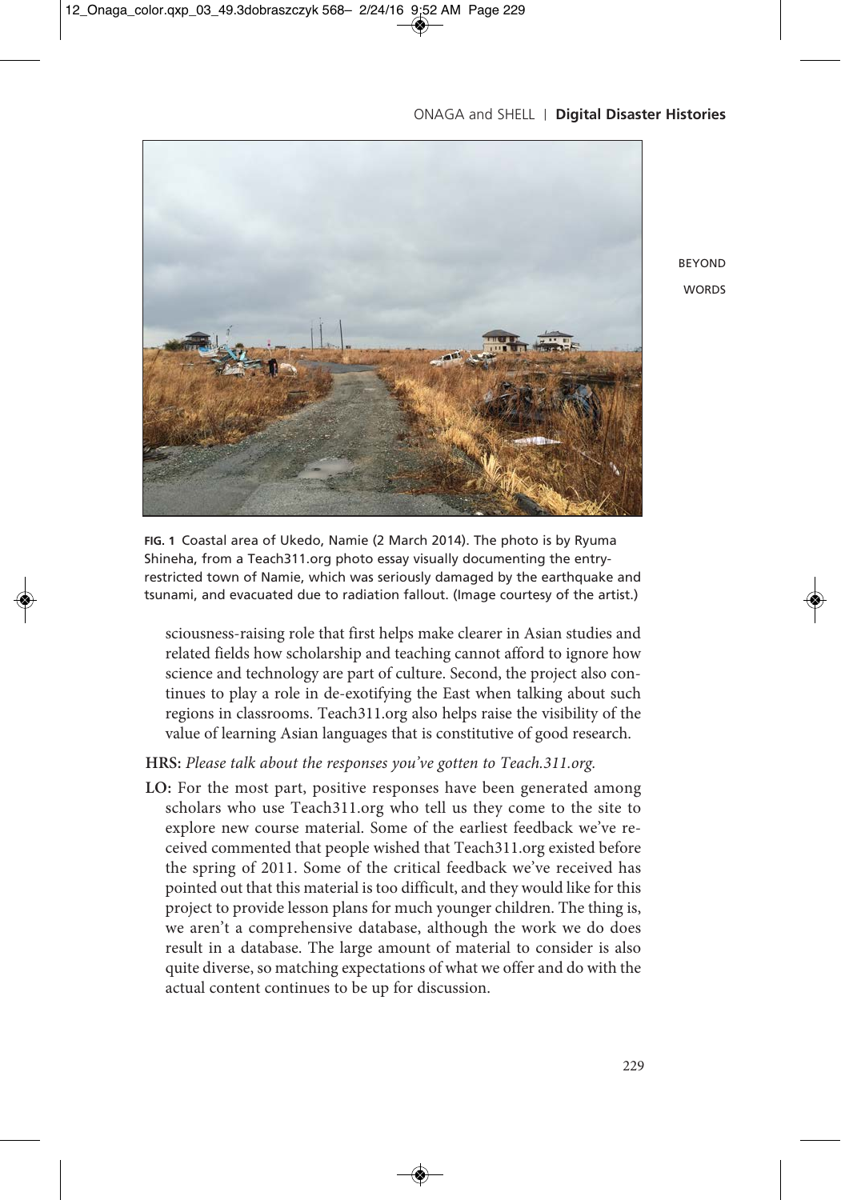**FIG. 1** Coastal area of Ukedo, Namie (2 March 2014). The photo is by Ryuma Shineha, from a Teach311.org photo essay visually documenting the entry-restricted town of Namie, which was seriously damaged by the earthquake and tsunami, and evacuated due to radiation fallout. (Image courtesy of the artist.)

sciousness-raising role that first helps make clearer in Asian studies and related fields how scholarship and teaching cannot afford to ignore how science and technology are part of culture. Second, the project also continues to play a role in de-exotifying the East when talking about such regions in classrooms. Teach311.org also helps raise the visibility of the value of learning Asian languages that is constitutive of good research.

**HRS:** *Please talk about the responses you've gotten to Teach.311.org.*

**LO:** For the most part, positive responses have been generated among scholars who use Teach311.org who tell us they come to the site to explore new course material. Some of the earliest feedback we've received commented that people wished that Teach311.org existed before the spring of 2011. Some of the critical feedback we've received has pointed out that this material is too difficult, and they would like for this project to provide lesson plans for much younger children. The thing is, we aren't a comprehensive database, although the work we do does result in a database. The large amount of material to consider is also quite diverse, so matching expectations of what we offer and do with the actual content continues to be up for discussion.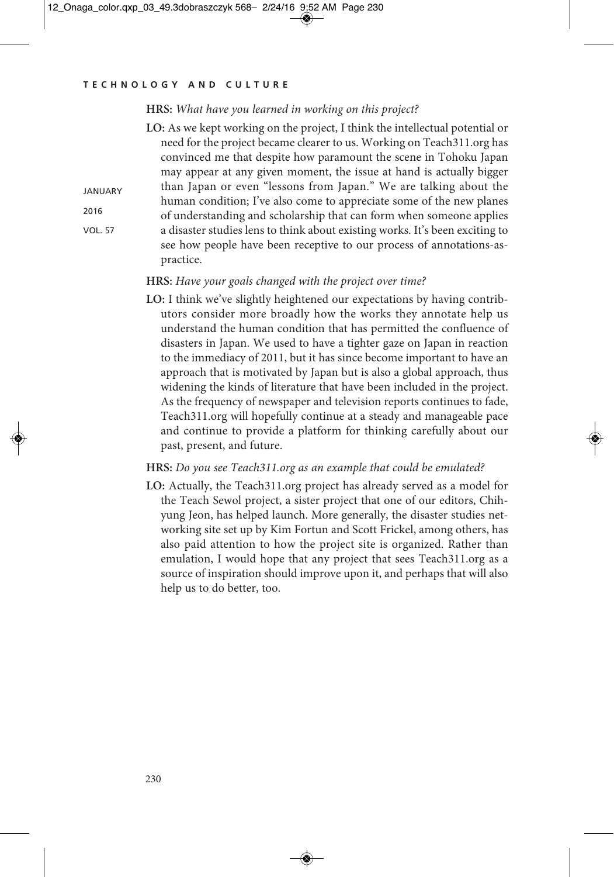**HRS:** *What have you learned in working on this project?*

**LO:** As we kept working on the project, I think the intellectual potential or need for the project became clearer to us. Working on Teach311.org has convinced me that despite how paramount the scene in Tohoku Japan may appear at any given moment, the issue at hand is actually bigger than Japan or even "lessons from Japan." We are talking about the human condition; I've also come to appreciate some of the new planes of understanding and scholarship that can form when someone applies a disaster studies lens to think about existing works. It's been exciting to see how people have been receptive to our process of annotations-as-practice.

**HRS:** *Have your goals changed with the project over time?*

**LO:** I think we've slightly heightened our expectations by having contributors consider more broadly how the works they annotate help us understand the human condition that has permitted the confluence of disasters in Japan. We used to have a tighter gaze on Japan in reaction to the immediacy of 2011, but it has since become important to have an approach that is motivated by Japan but is also a global approach, thus widening the kinds of literature that have been included in the project. As the frequency of newspaper and television reports continues to fade, Teach311.org will hopefully continue at a steady and manageable pace and continue to provide a platform for thinking carefully about our past, present, and future.

**HRS:** *Do you see Teach311.org as an example that could be emulated?*

**LO:** Actually, the Teach311.org project has already served as a model for the Teach Sewol project, a sister project that one of our editors, Chihyung Jeon, has helped launch. More generally, the disaster studies networking site set up by Kim Fortun and Scott Frickel, among others, has also paid attention to how the project site is organized. Rather than emulation, I would hope that any project that sees Teach311.org as a source of inspiration should improve upon it, and perhaps that will also help us to do better, too.